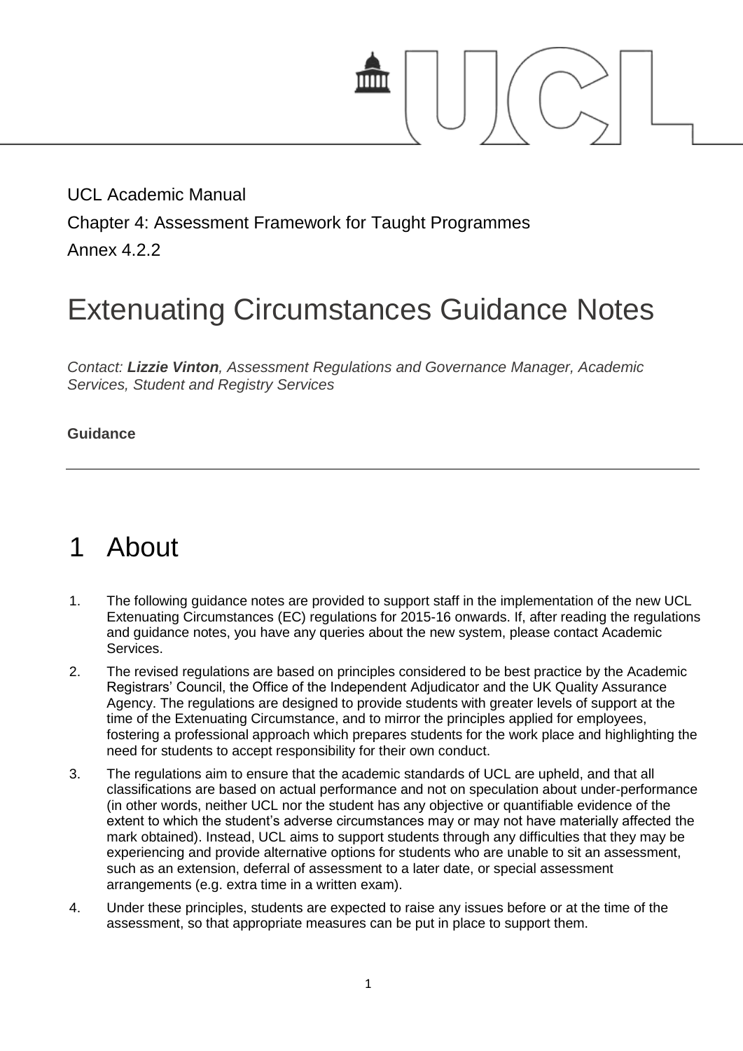UCL Academic Manual

Chapter 4: Assessment Framework for Taught Programmes

Annex 4.2.2

# Extenuating Circumstances Guidance Notes

*Contact: **Lizzie Vinton**, Assessment Regulations and Governance Manager, Academic Services, Student and Registry Services*

**Guidance**

---

# 1 About

1. The following guidance notes are provided to support staff in the implementation of the new UCL Extenuating Circumstances (EC) regulations for 2015-16 onwards. If, after reading the regulations and guidance notes, you have any queries about the new system, please contact Academic Services.
2. The revised regulations are based on principles considered to be best practice by the Academic Registrars' Council, the Office of the Independent Adjudicator and the UK Quality Assurance Agency. The regulations are designed to provide students with greater levels of support at the time of the Extenuating Circumstance, and to mirror the principles applied for employees, fostering a professional approach which prepares students for the work place and highlighting the need for students to accept responsibility for their own conduct.
3. The regulations aim to ensure that the academic standards of UCL are upheld, and that all classifications are based on actual performance and not on speculation about under-performance (in other words, neither UCL nor the student has any objective or quantifiable evidence of the extent to which the student's adverse circumstances may or may not have materially affected the mark obtained). Instead, UCL aims to support students through any difficulties that they may be experiencing and provide alternative options for students who are unable to sit an assessment, such as an extension, deferral of assessment to a later date, or special assessment arrangements (e.g. extra time in a written exam).
4. Under these principles, students are expected to raise any issues before or at the time of the assessment, so that appropriate measures can be put in place to support them.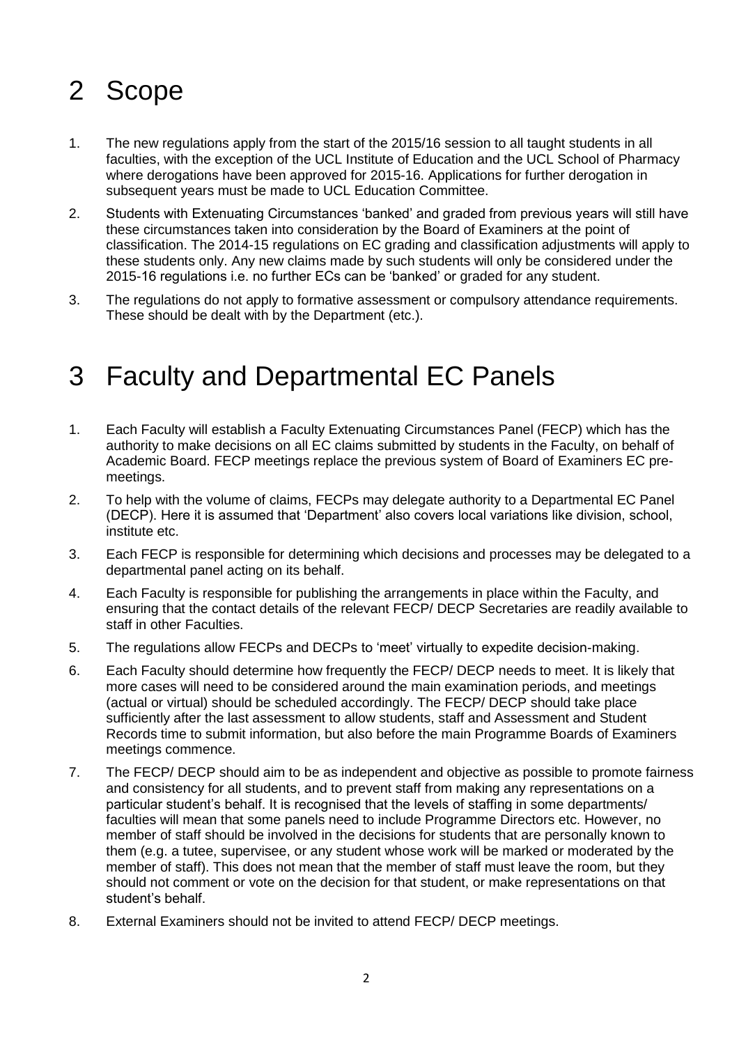# 2 Scope

1. The new regulations apply from the start of the 2015/16 session to all taught students in all faculties, with the exception of the UCL Institute of Education and the UCL School of Pharmacy where derogations have been approved for 2015-16. Applications for further derogation in subsequent years must be made to UCL Education Committee.
2. Students with Extenuating Circumstances 'banked' and graded from previous years will still have these circumstances taken into consideration by the Board of Examiners at the point of classification. The 2014-15 regulations on EC grading and classification adjustments will apply to these students only. Any new claims made by such students will only be considered under the 2015-16 regulations i.e. no further ECs can be 'banked' or graded for any student.
3. The regulations do not apply to formative assessment or compulsory attendance requirements. These should be dealt with by the Department (etc.).

# 3 Faculty and Departmental EC Panels

1. Each Faculty will establish a Faculty Extenuating Circumstances Panel (FECP) which has the authority to make decisions on all EC claims submitted by students in the Faculty, on behalf of Academic Board. FECP meetings replace the previous system of Board of Examiners EC pre-meetings.
2. To help with the volume of claims, FECPs may delegate authority to a Departmental EC Panel (DECP). Here it is assumed that 'Department' also covers local variations like division, school, institute etc.
3. Each FECP is responsible for determining which decisions and processes may be delegated to a departmental panel acting on its behalf.
4. Each Faculty is responsible for publishing the arrangements in place within the Faculty, and ensuring that the contact details of the relevant FECP/ DECP Secretaries are readily available to staff in other Faculties.
5. The regulations allow FECPs and DECPs to 'meet' virtually to expedite decision-making.
6. Each Faculty should determine how frequently the FECP/ DECP needs to meet. It is likely that more cases will need to be considered around the main examination periods, and meetings (actual or virtual) should be scheduled accordingly. The FECP/ DECP should take place sufficiently after the last assessment to allow students, staff and Assessment and Student Records time to submit information, but also before the main Programme Boards of Examiners meetings commence.
7. The FECP/ DECP should aim to be as independent and objective as possible to promote fairness and consistency for all students, and to prevent staff from making any representations on a particular student's behalf. It is recognised that the levels of staffing in some departments/ faculties will mean that some panels need to include Programme Directors etc. However, no member of staff should be involved in the decisions for students that are personally known to them (e.g. a tutee, supervisee, or any student whose work will be marked or moderated by the member of staff). This does not mean that the member of staff must leave the room, but they should not comment or vote on the decision for that student, or make representations on that student's behalf.
8. External Examiners should not be invited to attend FECP/ DECP meetings.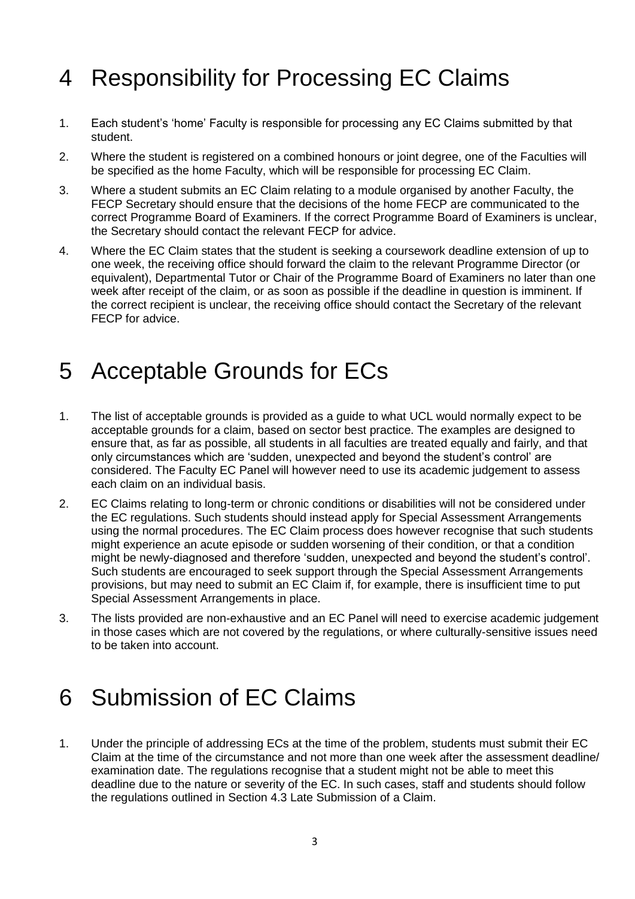# 4 Responsibility for Processing EC Claims

1. Each student's 'home' Faculty is responsible for processing any EC Claims submitted by that student.
2. Where the student is registered on a combined honours or joint degree, one of the Faculties will be specified as the home Faculty, which will be responsible for processing EC Claim.
3. Where a student submits an EC Claim relating to a module organised by another Faculty, the FECP Secretary should ensure that the decisions of the home FECP are communicated to the correct Programme Board of Examiners. If the correct Programme Board of Examiners is unclear, the Secretary should contact the relevant FECP for advice.
4. Where the EC Claim states that the student is seeking a coursework deadline extension of up to one week, the receiving office should forward the claim to the relevant Programme Director (or equivalent), Departmental Tutor or Chair of the Programme Board of Examiners no later than one week after receipt of the claim, or as soon as possible if the deadline in question is imminent. If the correct recipient is unclear, the receiving office should contact the Secretary of the relevant FECP for advice.

# 5 Acceptable Grounds for ECs

1. The list of acceptable grounds is provided as a guide to what UCL would normally expect to be acceptable grounds for a claim, based on sector best practice. The examples are designed to ensure that, as far as possible, all students in all faculties are treated equally and fairly, and that only circumstances which are 'sudden, unexpected and beyond the student's control' are considered. The Faculty EC Panel will however need to use its academic judgement to assess each claim on an individual basis.
2. EC Claims relating to long-term or chronic conditions or disabilities will not be considered under the EC regulations. Such students should instead apply for Special Assessment Arrangements using the normal procedures. The EC Claim process does however recognise that such students might experience an acute episode or sudden worsening of their condition, or that a condition might be newly-diagnosed and therefore 'sudden, unexpected and beyond the student's control'. Such students are encouraged to seek support through the Special Assessment Arrangements provisions, but may need to submit an EC Claim if, for example, there is insufficient time to put Special Assessment Arrangements in place.
3. The lists provided are non-exhaustive and an EC Panel will need to exercise academic judgement in those cases which are not covered by the regulations, or where culturally-sensitive issues need to be taken into account.

# 6 Submission of EC Claims

1. Under the principle of addressing ECs at the time of the problem, students must submit their EC Claim at the time of the circumstance and not more than one week after the assessment deadline/ examination date. The regulations recognise that a student might not be able to meet this deadline due to the nature or severity of the EC. In such cases, staff and students should follow the regulations outlined in Section 4.3 Late Submission of a Claim.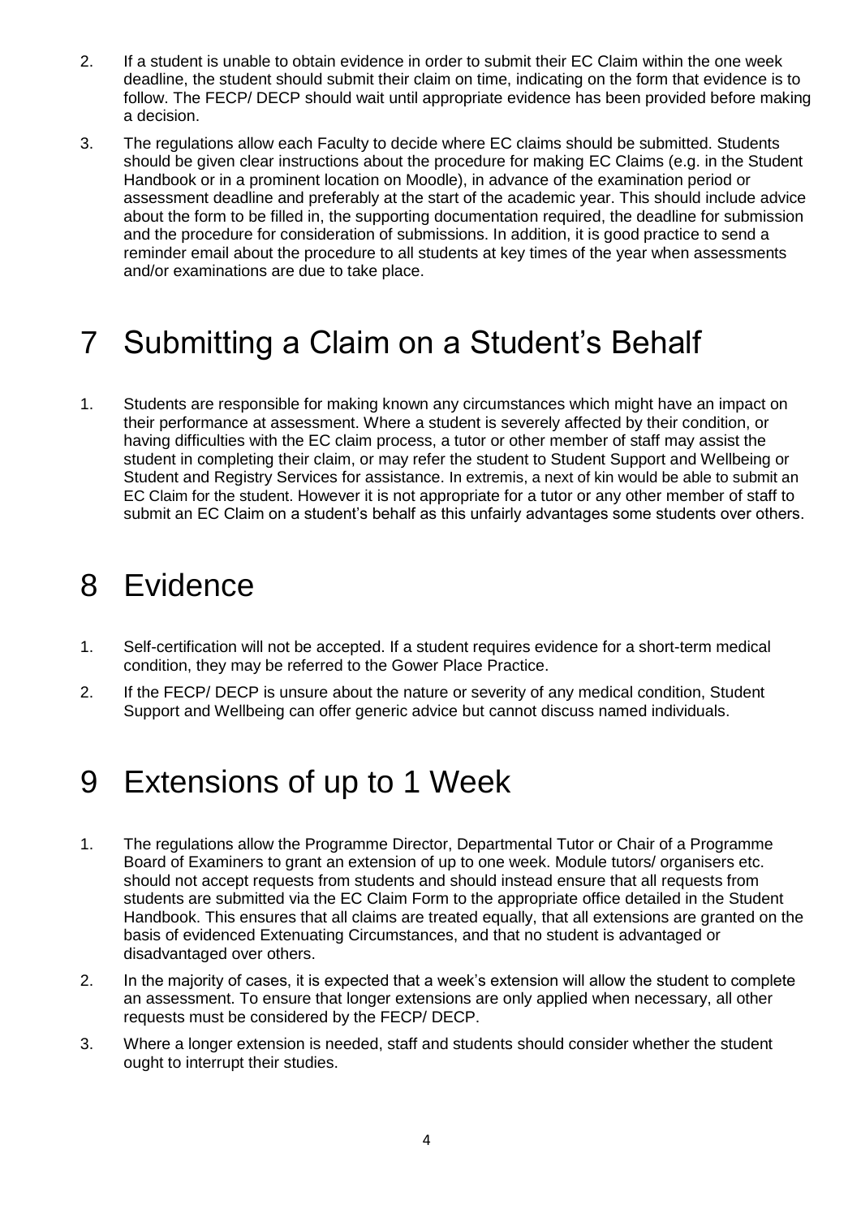2. If a student is unable to obtain evidence in order to submit their EC Claim within the one week deadline, the student should submit their claim on time, indicating on the form that evidence is to follow. The FECP/ DECP should wait until appropriate evidence has been provided before making a decision.

3. The regulations allow each Faculty to decide where EC claims should be submitted. Students should be given clear instructions about the procedure for making EC Claims (e.g. in the Student Handbook or in a prominent location on Moodle), in advance of the examination period or assessment deadline and preferably at the start of the academic year. This should include advice about the form to be filled in, the supporting documentation required, the deadline for submission and the procedure for consideration of submissions. In addition, it is good practice to send a reminder email about the procedure to all students at key times of the year when assessments and/or examinations are due to take place.

# 7 Submitting a Claim on a Student's Behalf

1. Students are responsible for making known any circumstances which might have an impact on their performance at assessment. Where a student is severely affected by their condition, or having difficulties with the EC claim process, a tutor or other member of staff may assist the student in completing their claim, or may refer the student to Student Support and Wellbeing or Student and Registry Services for assistance. In extremis, a next of kin would be able to submit an EC Claim for the student. However it is not appropriate for a tutor or any other member of staff to submit an EC Claim on a student's behalf as this unfairly advantages some students over others.

# 8 Evidence

1. Self-certification will not be accepted. If a student requires evidence for a short-term medical condition, they may be referred to the Gower Place Practice.

2. If the FECP/ DECP is unsure about the nature or severity of any medical condition, Student Support and Wellbeing can offer generic advice but cannot discuss named individuals.

# 9 Extensions of up to 1 Week

1. The regulations allow the Programme Director, Departmental Tutor or Chair of a Programme Board of Examiners to grant an extension of up to one week. Module tutors/ organisers etc. should not accept requests from students and should instead ensure that all requests from students are submitted via the EC Claim Form to the appropriate office detailed in the Student Handbook. This ensures that all claims are treated equally, that all extensions are granted on the basis of evidenced Extenuating Circumstances, and that no student is advantaged or disadvantaged over others.

2. In the majority of cases, it is expected that a week's extension will allow the student to complete an assessment. To ensure that longer extensions are only applied when necessary, all other requests must be considered by the FECP/ DECP.

3. Where a longer extension is needed, staff and students should consider whether the student ought to interrupt their studies.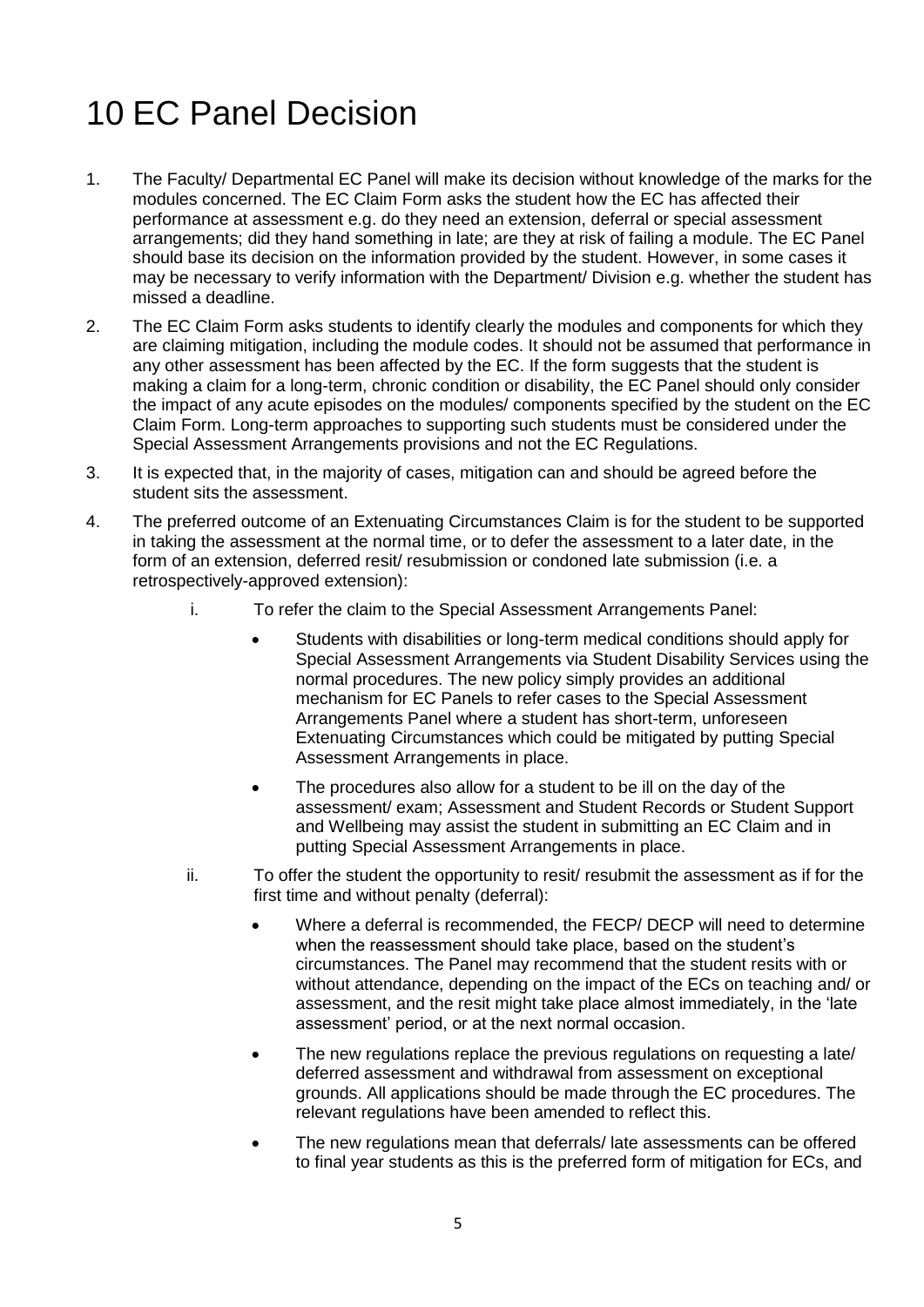# 10 EC Panel Decision

1. The Faculty/ Departmental EC Panel will make its decision without knowledge of the marks for the modules concerned. The EC Claim Form asks the student how the EC has affected their performance at assessment e.g. do they need an extension, deferral or special assessment arrangements; did they hand something in late; are they at risk of failing a module. The EC Panel should base its decision on the information provided by the student. However, in some cases it may be necessary to verify information with the Department/ Division e.g. whether the student has missed a deadline.
2. The EC Claim Form asks students to identify clearly the modules and components for which they are claiming mitigation, including the module codes. It should not be assumed that performance in any other assessment has been affected by the EC. If the form suggests that the student is making a claim for a long-term, chronic condition or disability, the EC Panel should only consider the impact of any acute episodes on the modules/ components specified by the student on the EC Claim Form. Long-term approaches to supporting such students must be considered under the Special Assessment Arrangements provisions and not the EC Regulations.
3. It is expected that, in the majority of cases, mitigation can and should be agreed before the student sits the assessment.
4. The preferred outcome of an Extenuating Circumstances Claim is for the student to be supported in taking the assessment at the normal time, or to defer the assessment to a later date, in the form of an extension, deferred resit/ resubmission or condoned late submission (i.e. a retrospectively-approved extension):

    i. To refer the claim to the Special Assessment Arrangements Panel:

    - Students with disabilities or long-term medical conditions should apply for Special Assessment Arrangements via Student Disability Services using the normal procedures. The new policy simply provides an additional mechanism for EC Panels to refer cases to the Special Assessment Arrangements Panel where a student has short-term, unforeseen Extenuating Circumstances which could be mitigated by putting Special Assessment Arrangements in place.
    - The procedures also allow for a student to be ill on the day of the assessment/ exam; Assessment and Student Records or Student Support and Wellbeing may assist the student in submitting an EC Claim and in putting Special Assessment Arrangements in place.

    ii. To offer the student the opportunity to resit/ resubmit the assessment as if for the first time and without penalty (deferral):

    - Where a deferral is recommended, the FECP/ DECP will need to determine when the reassessment should take place, based on the student's circumstances. The Panel may recommend that the student resits with or without attendance, depending on the impact of the ECs on teaching and/ or assessment, and the resit might take place almost immediately, in the 'late assessment' period, or at the next normal occasion.
    - The new regulations replace the previous regulations on requesting a late/ deferred assessment and withdrawal from assessment on exceptional grounds. All applications should be made through the EC procedures. The relevant regulations have been amended to reflect this.
    - The new regulations mean that deferrals/ late assessments can be offered to final year students as this is the preferred form of mitigation for ECs, and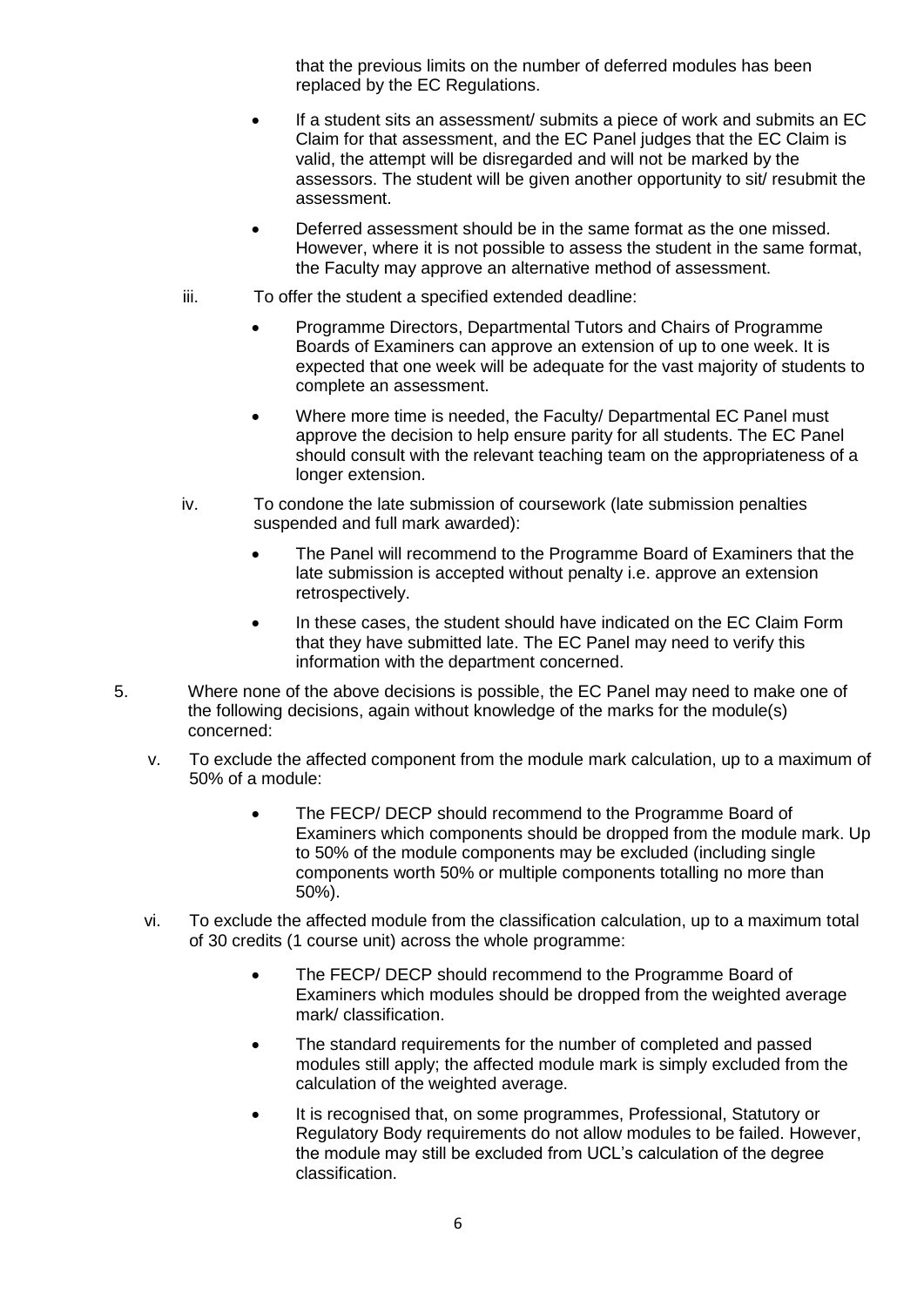that the previous limits on the number of deferred modules has been replaced by the EC Regulations.

- If a student sits an assessment/ submits a piece of work and submits an EC Claim for that assessment, and the EC Panel judges that the EC Claim is valid, the attempt will be disregarded and will not be marked by the assessors. The student will be given another opportunity to sit/ resubmit the assessment.
- Deferred assessment should be in the same format as the one missed. However, where it is not possible to assess the student in the same format, the Faculty may approve an alternative method of assessment.

iii. To offer the student a specified extended deadline:

- Programme Directors, Departmental Tutors and Chairs of Programme Boards of Examiners can approve an extension of up to one week. It is expected that one week will be adequate for the vast majority of students to complete an assessment.
- Where more time is needed, the Faculty/ Departmental EC Panel must approve the decision to help ensure parity for all students. The EC Panel should consult with the relevant teaching team on the appropriateness of a longer extension.

iv. To condone the late submission of coursework (late submission penalties suspended and full mark awarded):

- The Panel will recommend to the Programme Board of Examiners that the late submission is accepted without penalty i.e. approve an extension retrospectively.
- In these cases, the student should have indicated on the EC Claim Form that they have submitted late. The EC Panel may need to verify this information with the department concerned.

5. Where none of the above decisions is possible, the EC Panel may need to make one of the following decisions, again without knowledge of the marks for the module(s) concerned:

v. To exclude the affected component from the module mark calculation, up to a maximum of 50% of a module:

- The FECP/ DECP should recommend to the Programme Board of Examiners which components should be dropped from the module mark. Up to 50% of the module components may be excluded (including single components worth 50% or multiple components totalling no more than 50%).

vi. To exclude the affected module from the classification calculation, up to a maximum total of 30 credits (1 course unit) across the whole programme:

- The FECP/ DECP should recommend to the Programme Board of Examiners which modules should be dropped from the weighted average mark/ classification.
- The standard requirements for the number of completed and passed modules still apply; the affected module mark is simply excluded from the calculation of the weighted average.
- It is recognised that, on some programmes, Professional, Statutory or Regulatory Body requirements do not allow modules to be failed. However, the module may still be excluded from UCL's calculation of the degree classification.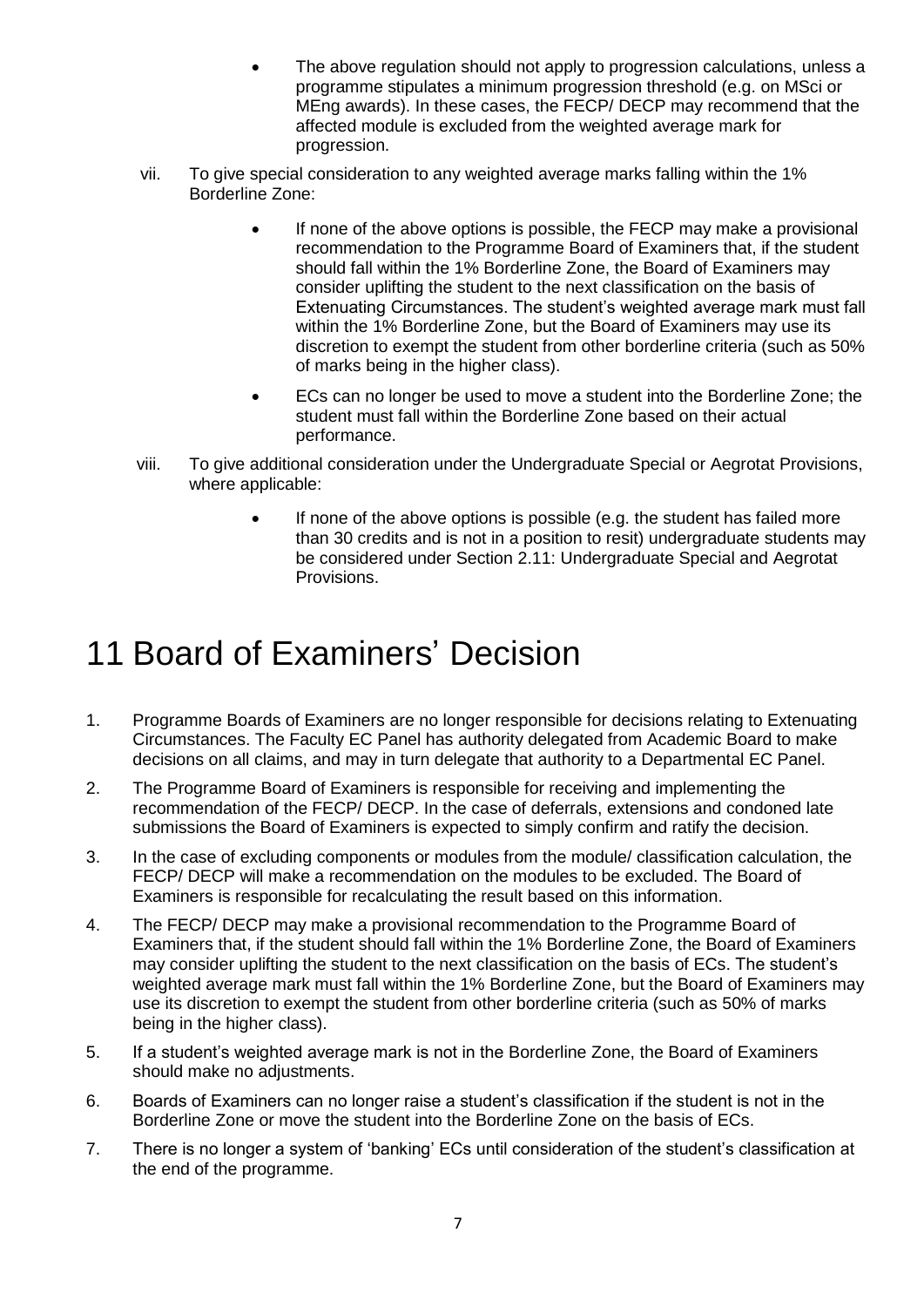- The above regulation should not apply to progression calculations, unless a programme stipulates a minimum progression threshold (e.g. on MSci or MEng awards). In these cases, the FECP/ DECP may recommend that the affected module is excluded from the weighted average mark for progression.

vii. To give special consideration to any weighted average marks falling within the 1% Borderline Zone:

- If none of the above options is possible, the FECP may make a provisional recommendation to the Programme Board of Examiners that, if the student should fall within the 1% Borderline Zone, the Board of Examiners may consider uplifting the student to the next classification on the basis of Extenuating Circumstances. The student's weighted average mark must fall within the 1% Borderline Zone, but the Board of Examiners may use its discretion to exempt the student from other borderline criteria (such as 50% of marks being in the higher class).
- ECs can no longer be used to move a student into the Borderline Zone; the student must fall within the Borderline Zone based on their actual performance.

viii. To give additional consideration under the Undergraduate Special or Aegrotat Provisions, where applicable:

- If none of the above options is possible (e.g. the student has failed more than 30 credits and is not in a position to resit) undergraduate students may be considered under Section 2.11: Undergraduate Special and Aegrotat Provisions.

# 11 Board of Examiners' Decision

1. Programme Boards of Examiners are no longer responsible for decisions relating to Extenuating Circumstances. The Faculty EC Panel has authority delegated from Academic Board to make decisions on all claims, and may in turn delegate that authority to a Departmental EC Panel.
2. The Programme Board of Examiners is responsible for receiving and implementing the recommendation of the FECP/ DECP. In the case of deferrals, extensions and condoned late submissions the Board of Examiners is expected to simply confirm and ratify the decision.
3. In the case of excluding components or modules from the module/ classification calculation, the FECP/ DECP will make a recommendation on the modules to be excluded. The Board of Examiners is responsible for recalculating the result based on this information.
4. The FECP/ DECP may make a provisional recommendation to the Programme Board of Examiners that, if the student should fall within the 1% Borderline Zone, the Board of Examiners may consider uplifting the student to the next classification on the basis of ECs. The student's weighted average mark must fall within the 1% Borderline Zone, but the Board of Examiners may use its discretion to exempt the student from other borderline criteria (such as 50% of marks being in the higher class).
5. If a student's weighted average mark is not in the Borderline Zone, the Board of Examiners should make no adjustments.
6. Boards of Examiners can no longer raise a student's classification if the student is not in the Borderline Zone or move the student into the Borderline Zone on the basis of ECs.
7. There is no longer a system of 'banking' ECs until consideration of the student's classification at the end of the programme.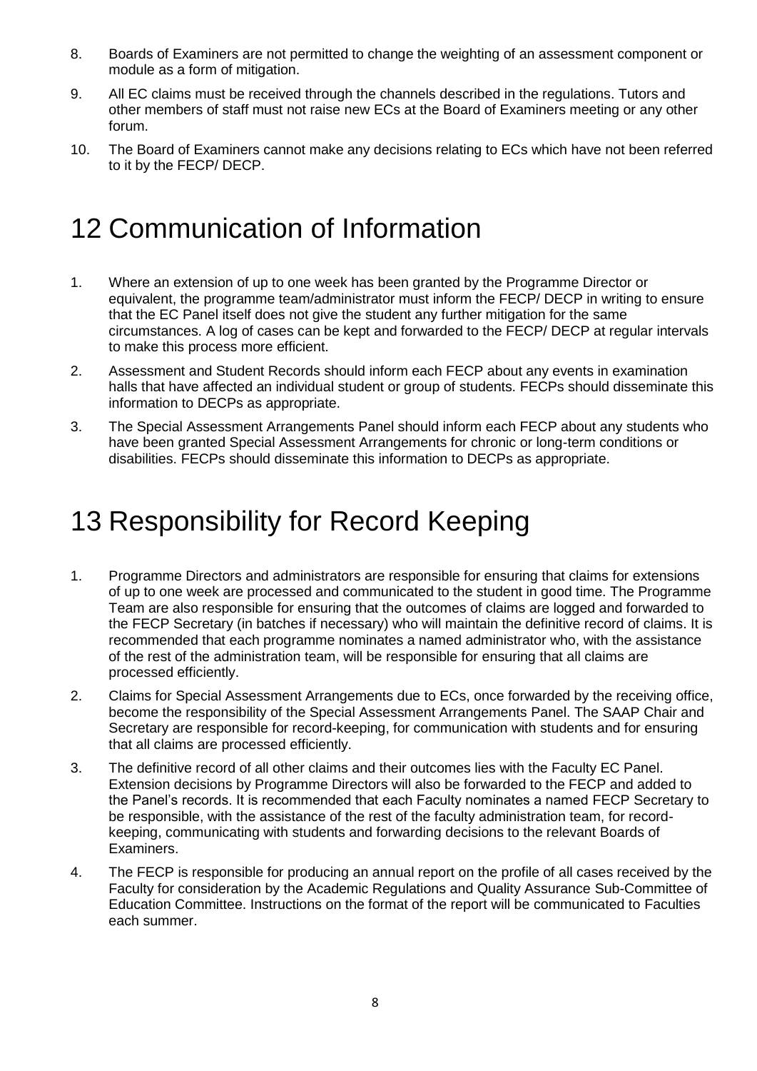8. Boards of Examiners are not permitted to change the weighting of an assessment component or module as a form of mitigation.
9. All EC claims must be received through the channels described in the regulations. Tutors and other members of staff must not raise new ECs at the Board of Examiners meeting or any other forum.
10. The Board of Examiners cannot make any decisions relating to ECs which have not been referred to it by the FECP/ DECP.

# 12 Communication of Information

1. Where an extension of up to one week has been granted by the Programme Director or equivalent, the programme team/administrator must inform the FECP/ DECP in writing to ensure that the EC Panel itself does not give the student any further mitigation for the same circumstances. A log of cases can be kept and forwarded to the FECP/ DECP at regular intervals to make this process more efficient.
2. Assessment and Student Records should inform each FECP about any events in examination halls that have affected an individual student or group of students. FECPs should disseminate this information to DECPs as appropriate.
3. The Special Assessment Arrangements Panel should inform each FECP about any students who have been granted Special Assessment Arrangements for chronic or long-term conditions or disabilities. FECPs should disseminate this information to DECPs as appropriate.

# 13 Responsibility for Record Keeping

1. Programme Directors and administrators are responsible for ensuring that claims for extensions of up to one week are processed and communicated to the student in good time. The Programme Team are also responsible for ensuring that the outcomes of claims are logged and forwarded to the FECP Secretary (in batches if necessary) who will maintain the definitive record of claims. It is recommended that each programme nominates a named administrator who, with the assistance of the rest of the administration team, will be responsible for ensuring that all claims are processed efficiently.
2. Claims for Special Assessment Arrangements due to ECs, once forwarded by the receiving office, become the responsibility of the Special Assessment Arrangements Panel. The SAAP Chair and Secretary are responsible for record-keeping, for communication with students and for ensuring that all claims are processed efficiently.
3. The definitive record of all other claims and their outcomes lies with the Faculty EC Panel. Extension decisions by Programme Directors will also be forwarded to the FECP and added to the Panel's records. It is recommended that each Faculty nominates a named FECP Secretary to be responsible, with the assistance of the rest of the faculty administration team, for record-keeping, communicating with students and forwarding decisions to the relevant Boards of Examiners.
4. The FECP is responsible for producing an annual report on the profile of all cases received by the Faculty for consideration by the Academic Regulations and Quality Assurance Sub-Committee of Education Committee. Instructions on the format of the report will be communicated to Faculties each summer.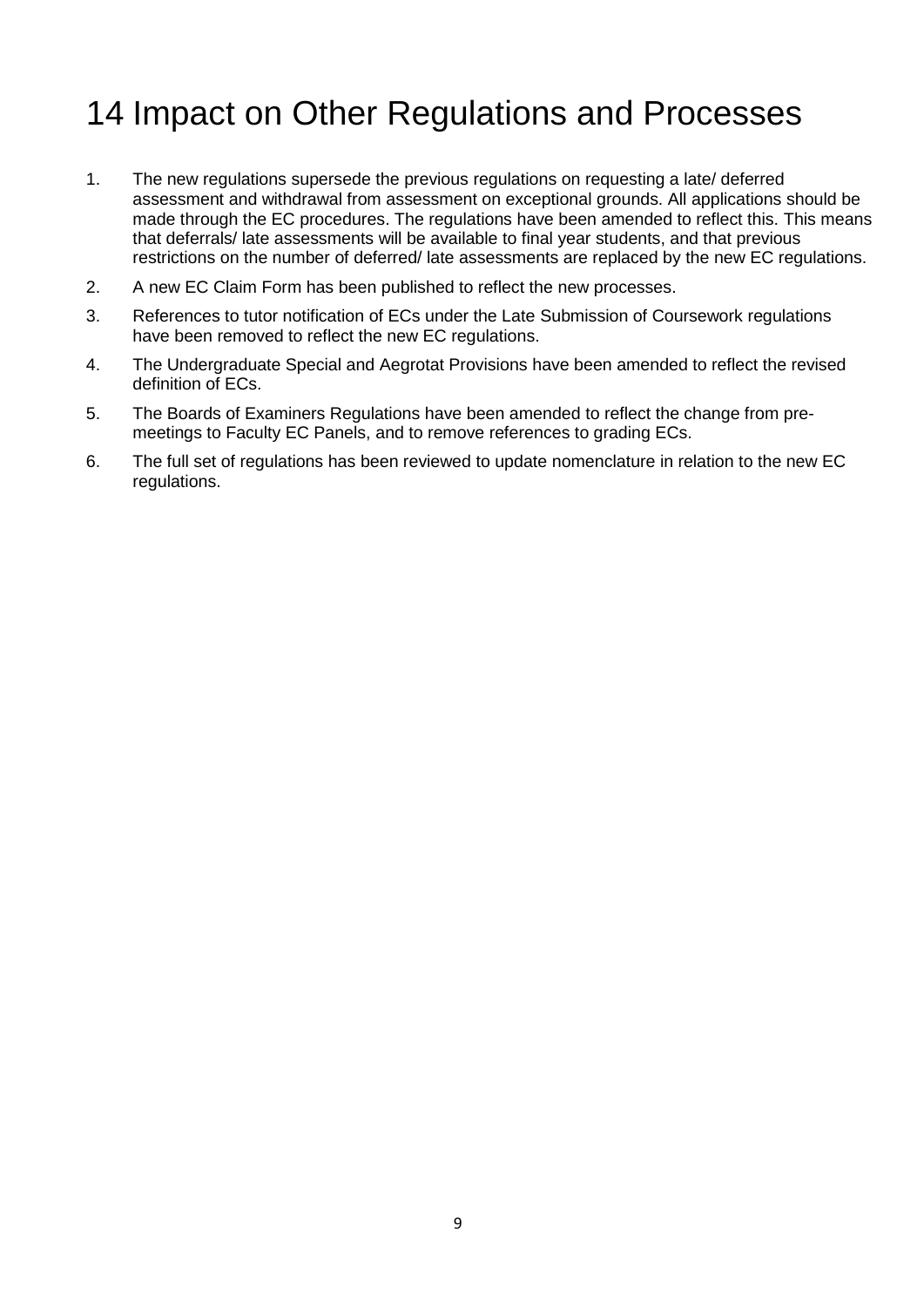# 14 Impact on Other Regulations and Processes

1. The new regulations supersede the previous regulations on requesting a late/ deferred assessment and withdrawal from assessment on exceptional grounds. All applications should be made through the EC procedures. The regulations have been amended to reflect this. This means that deferrals/ late assessments will be available to final year students, and that previous restrictions on the number of deferred/ late assessments are replaced by the new EC regulations.
2. A new EC Claim Form has been published to reflect the new processes.
3. References to tutor notification of ECs under the Late Submission of Coursework regulations have been removed to reflect the new EC regulations.
4. The Undergraduate Special and Aegrotat Provisions have been amended to reflect the revised definition of ECs.
5. The Boards of Examiners Regulations have been amended to reflect the change from pre-meetings to Faculty EC Panels, and to remove references to grading ECs.
6. The full set of regulations has been reviewed to update nomenclature in relation to the new EC regulations.